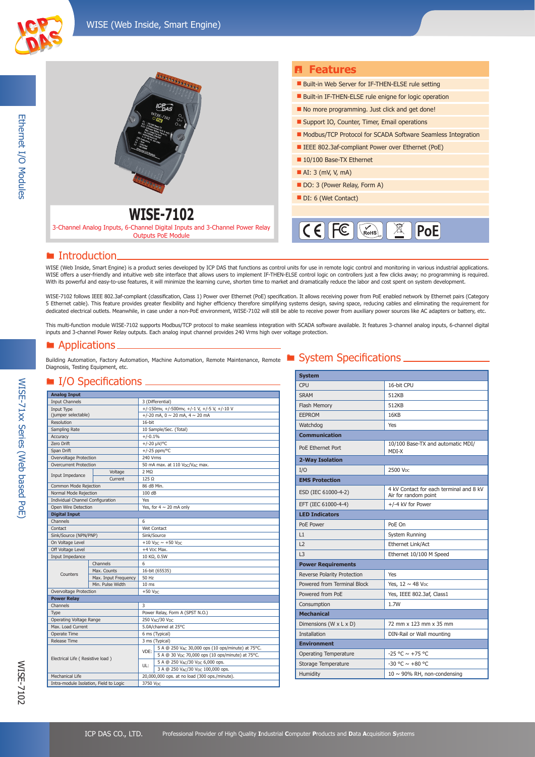# WISE-7102

3-Channel Analog Inputs, 6-Channel Digital Inputs and 3-Channel Power Relay Outputs PoE Module

## Features

- Built-in Web Server for IF-THEN-ELSE rule setting
- Built-in IF-THEN-ELSE rule enigne for logic operation
- No more programming. Just click and get done!
- Support IO, Counter, Timer, Email operations
- Modbus/TCP Protocol for SCADA Software Seamless Integration
- IEEE 802.3af-compliant Power over Ethernet (PoE)
- 10/100 Base-TX Ethernet
- AI: 3 (mV, V, mA)
- DO: 3 (Power Relay, Form A)
- DI: 6 (Wet Contact)

CE FC RoHS PoE

## Introduction

WISE (Web Inside, Smart Engine) is a product series developed by ICP DAS that functions as control units for use in remote logic control and monitoring in various industrial applications. WISE offers a user-friendly and intuitive web site interface that allows users to implement IF-THEN-ELSE control logic on controllers just a few clicks away; no programming is required. With its powerful and easy-to-use features, it will minimize the learning curve, shorten time to market and dramatically reduce the labor and cost spent on system development.

WISE-7102 follows IEEE 802.3af-compliant (classification, Class 1) Power over Ethernet (PoE) specification. It allows receiving power from PoE enabled network by Ethernet pairs (Category 5 Ethernet cable). This feature provides greater flexibility and higher efficiency therefore simplifying systems design, saving space, reducing cables and eliminating the requirement for dedicated electrical outlets. Meanwhile, in case under a non-PoE environment, WISE-7102 will still be able to receive power from auxiliary power sources like AC adapters or battery, etc.

This multi-function module WISE-7102 supports Modbus/TCP protocol to make seamless integration with SCADA software available. It features 3-channel analog inputs, 6-channel digital inputs and 3-channel Power Relay outputs. Each analog input channel provides 240 Vrms high over voltage protection.

## Applications

Building Automation, Factory Automation, Machine Automation, Remote Maintenance, Remote Diagnosis, Testing Equipment, etc.

## I/O Specifications

| Analog Input | | |
|---|---|---|
| Input Channels | | 3 (Differential) |
| Input Type (Jumper selectable) | | +/-150mv, +/-500mv, +/-1 V, +/-5 V, +/-10 V<br>+/-20 mA, 0 ~ 20 mA, 4 ~ 20 mA |
| Resolution | | 16-bit |
| Sampling Rate | | 10 Sample/Sec. (Total) |
| Accuracy | | +/-0.1% |
| Zero Drift | | +/-20 μV/°C |
| Span Drift | | +/-25 ppm/°C |
| Overvoltage Protection | | 240 Vrms |
| Overcurrent Protection | | 50 mA max. at 110 $V_{DC}$/$V_{AC}$ max. |
| Input Impedance | Voltage | 2 MΩ |
| | Current | 125 Ω |
| Common Mode Rejection | | 86 dB Min. |
| Normal Mode Rejection | | 100 dB |
| Individual Channel Configuration | | Yes |
| Open Wire Detection | | Yes, for 4 ~ 20 mA only |
| **Digital Input** | | |
| Channels | | 6 |
| Contact | | Wet Contact |
| Sink/Source (NPN/PNP) | | Sink/Source |
| On Voltage Level | | +10 $V_{DC}$ ~ +50 $V_{DC}$ |
| Off Voltage Level | | +4 $V_{DC}$ Max. |
| Input Impedance | | 10 KΩ, 0.5W |
| Counters | Channels | 6 |
| | Max. Counts | 16-bit (65535) |
| | Max. Input Frequency | 50 Hz |
| | Min. Pulse Width | 10 ms |
| Overvoltage Protection | | +50 $V_{DC}$ |
| **Power Relay** | | |
| Channels | | 3 |
| Type | | Power Relay, Form A (SPST N.O.) |
| Operating Voltage Range | | 250 $V_{AC}$/30 $V_{DC}$ |
| Max. Load Current | | 5.0A/channel at 25°C |
| Operate Time | | 6 ms (Typical) |
| Release Time | | 3 ms (Typical) |
| Electrical Life ( Resistive load ) | VDE: | 5 A @ 250 $V_{AC}$ 30,000 ops (10 ops/minute) at 75°C. |
| | | 5 A @ 30 $V_{DC}$ 70,000 ops (10 ops/minute) at 75°C. |
| | UL: | 5 A @ 250 $V_{AC}$/30 $V_{DC}$ 6,000 ops. |
| | | 3 A @ 250 $V_{AC}$/30 $V_{DC}$ 100,000 ops. |
| Mechanical Life | | 20,000,000 ops. at no load (300 ops./minute). |
| Intra-module Isolation, Field to Logic | | 3750 $V_{DC}$ |

## System Specifications

| System | |
|---|---|
| CPU | 16-bit CPU |
| SRAM | 512KB |
| Flash Memory | 512KB |
| EEPROM | 16KB |
| Watchdog | Yes |
| **Communication** | |
| PoE Ethernet Port | 10/100 Base-TX and automatic MDI/MDI-X |
| **2-Way Isolation** | |
| I/O | 2500 $V_{DC}$ |
| **EMS Protection** | |
| ESD (IEC 61000-4-2) | 4 kV Contact for each terminal and 8 kV Air for random point |
| EFT (IEC 61000-4-4) | +/-4 kV for Power |
| **LED Indicators** | |
| PoE Power | PoE On |
| L1 | System Running |
| L2 | Ethernet Link/Act |
| L3 | Ethernet 10/100 M Speed |
| **Power Requirements** | |
| Reverse Polarity Protection | Yes |
| Powered from Terminal Block | Yes, 12 ~ 48 $V_{DC}$ |
| Powered from PoE | Yes, IEEE 802.3af, Class1 |
| Consumption | 1.7W |
| **Mechanical** | |
| Dimensions (W x L x D) | 72 mm x 123 mm x 35 mm |
| Installation | DIN-Rail or Wall mounting |
| **Environment** | |
| Operating Temperature | -25 °C ~ +75 °C |
| Storage Temperature | -30 °C ~ +80 °C |
| Humidity | 10 ~ 90% RH, non-condensing |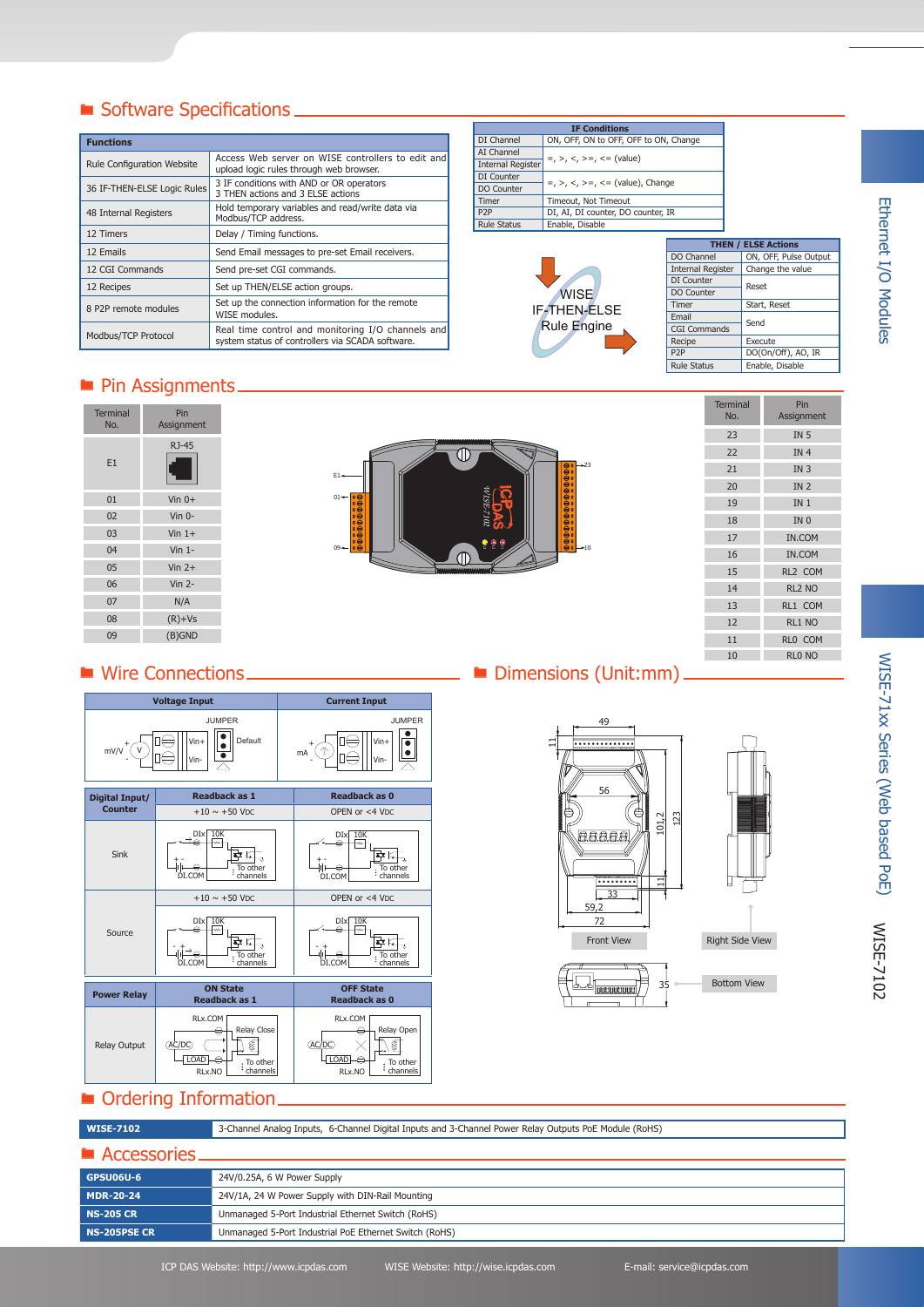## Software Specifications

| Functions | |
|---|---|
| Rule Configuration Website | Access Web server on WISE controllers to edit and upload logic rules through web browser. |
| 36 IF-THEN-ELSE Logic Rules | 3 IF conditions with AND or OR operators<br>3 THEN actions and 3 ELSE actions |
| 48 Internal Registers | Hold temporary variables and read/write data via Modbus/TCP address. |
| 12 Timers | Delay / Timing functions. |
| 12 Emails | Send Email messages to pre-set Email receivers. |
| 12 CGI Commands | Send pre-set CGI commands. |
| 12 Recipes | Set up THEN/ELSE action groups. |
| 8 P2P remote modules | Set up the connection information for the remote WISE modules. |
| Modbus/TCP Protocol | Real time control and monitoring I/O channels and system status of controllers via SCADA software. |

| IF Conditions | |
|---|---|
| DI Channel | ON, OFF, ON to OFF, OFF to ON, Change |
| AI Channel | =, >, <, >=, <= (value) |
| Internal Register | =, >, <, >=, <= (value) |
| DI Counter | =, >, <, >=, <= (value), Change |
| DO Counter | =, >, <, >=, <= (value), Change |
| Timer | Timeout, Not Timeout |
| P2P | DI, AI, DI counter, DO counter, IR |
| Rule Status | Enable, Disable |

WISE IF-THEN-ELSE Rule Engine

| THEN / ELSE Actions | |
|---|---|
| DO Channel | ON, OFF, Pulse Output |
| Internal Register | Change the value |
| DI Counter | Reset |
| DO Counter | Reset |
| Timer | Start, Reset |
| Email | Send |
| CGI Commands | Send |
| Recipe | Execute |
| P2P | DO(On/Off), AO, IR |
| Rule Status | Enable, Disable |

## Pin Assignments

| Terminal No. | Pin Assignment |
|---|---|
| E1 | RJ-45 |
| 01 | Vin 0+ |
| 02 | Vin 0- |
| 03 | Vin 1+ |
| 04 | Vin 1- |
| 05 | Vin 2+ |
| 06 | Vin 2- |
| 07 | N/A |
| 08 | (R)+Vs |
| 09 | (B)GND |

| Terminal No. | Pin Assignment |
|---|---|
| 23 | IN 5 |
| 22 | IN 4 |
| 21 | IN 3 |
| 20 | IN 2 |
| 19 | IN 1 |
| 18 | IN 0 |
| 17 | IN.COM |
| 16 | IN.COM |
| 15 | RL2 COM |
| 14 | RL2 NO |
| 13 | RL1 COM |
| 12 | RL1 NO |
| 11 | RL0 COM |
| 10 | RL0 NO |

## Wire Connections

| Voltage Input | Current Input |
|---|---|
| mV/V, JUMPER, Vin+, Vin-, Default | mA, JUMPER, Vin+, Vin- |

| Digital Input/Counter | Readback as 1 | Readback as 0 |
|---|---|---|
| Sink | +10 ~ +50 VDC<br>DIx, 10K, DI.COM, To other channels | OPEN or <4 VDC<br>DIx, 10K, DI.COM, To other channels |
| Source | +10 ~ +50 VDC<br>DIx, 10K, DI.COM, To other channels | OPEN or <4 VDC<br>DIx, 10K, DI.COM, To other channels |

| Power Relay | ON State Readback as 1 | OFF State Readback as 0 |
|---|---|---|
| Relay Output | RLx.COM, Relay Close, AC/DC, LOAD, RLx.NO, To other channels | RLx.COM, Relay Open, AC/DC, LOAD, RLx.NO, To other channels |

## Dimensions (Unit:mm)

49, 11, 56, 101,2, 123, 11, 33, 59,2, 72, 35

Front View

Right Side View

Bottom View

## Ordering Information

| | |
|---|---|
| **WISE-7102** | 3-Channel Analog Inputs, 6-Channel Digital Inputs and 3-Channel Power Relay Outputs PoE Module (RoHS) |

## Accessories

| | |
|---|---|
| **GPSU06U-6** | 24V/0.25A, 6 W Power Supply |
| **MDR-20-24** | 24V/1A, 24 W Power Supply with DIN-Rail Mounting |
| **NS-205 CR** | Unmanaged 5-Port Industrial Ethernet Switch (RoHS) |
| **NS-205PSE CR** | Unmanaged 5-Port Industrial PoE Ethernet Switch (RoHS) |

ICP DAS Website: http://www.icpdas.com WISE Website: http://wise.icpdas.com E-mail: service@icpdas.com